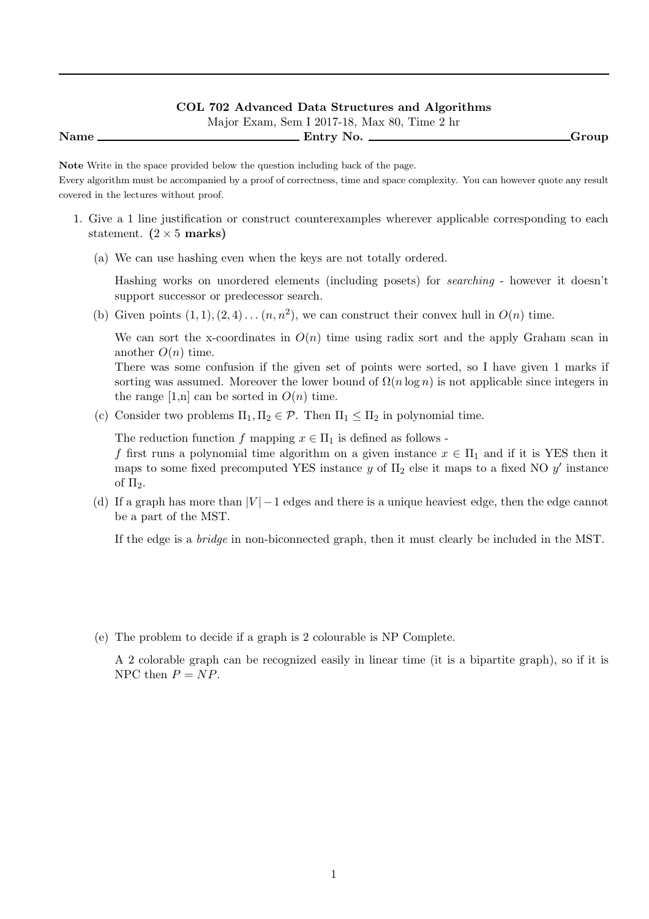**COL 702 Advanced Data Structures and Algorithms**

Major Exam, Sem I 2017-18, Max 80, Time 2 hr

**Name** ______________________ **Entry No.** ______________________ **Group**

**Note** Write in the space provided below the question including back of the page.
Every algorithm must be accompanied by a proof of correctness, time and space complexity. You can however quote any result covered in the lectures without proof.

1. Give a 1 line justification or construct counterexamples wherever applicable corresponding to each statement. **($2 \times 5$ marks)**

   (a) We can use hashing even when the keys are not totally ordered.

   Hashing works on unordered elements (including posets) for *searching* - however it doesn't support successor or predecessor search.

   (b) Given points $(1,1),(2,4)\ldots(n,n^2)$, we can construct their convex hull in $O(n)$ time.

   We can sort the x-coordinates in $O(n)$ time using radix sort and the apply Graham scan in another $O(n)$ time.
   There was some confusion if the given set of points were sorted, so I have given 1 marks if sorting was assumed. Moreover the lower bound of $\Omega(n \log n)$ is not applicable since integers in the range [1,n] can be sorted in $O(n)$ time.

   (c) Consider two problems $\Pi_1, \Pi_2 \in \mathcal{P}$. Then $\Pi_1 \leq \Pi_2$ in polynomial time.

   The reduction function $f$ mapping $x \in \Pi_1$ is defined as follows -
   $f$ first runs a polynomial time algorithm on a given instance $x \in \Pi_1$ and if it is YES then it maps to some fixed precomputed YES instance $y$ of $\Pi_2$ else it maps to a fixed NO $y'$ instance of $\Pi_2$.

   (d) If a graph has more than $|V|-1$ edges and there is a unique heaviest edge, then the edge cannot be a part of the MST.

   If the edge is a *bridge* in non-biconnected graph, then it must clearly be included in the MST.

   (e) The problem to decide if a graph is 2 colourable is NP Complete.

   A 2 colorable graph can be recognized easily in linear time (it is a bipartite graph), so if it is NPC then $P = NP$.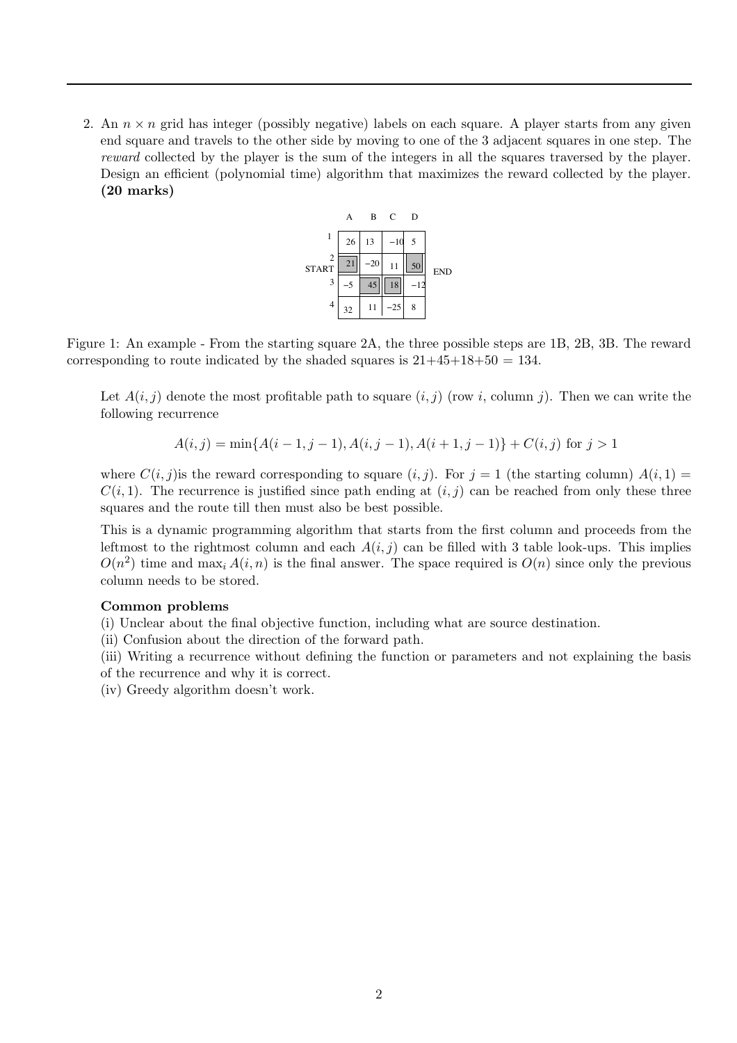2. An $n \times n$ grid has integer (possibly negative) labels on each square. A player starts from any given end square and travels to the other side by moving to one of the 3 adjacent squares in one step. The *reward* collected by the player is the sum of the integers in all the squares traversed by the player. Design an efficient (polynomial time) algorithm that maximizes the reward collected by the player. **(20 marks)**

| | A | B | C | D | |
|---|---|---|---|---|---|
| 1 | 26 | 13 | −10 | 5 | |
| 2 START | 21 | −20 | 11 | 50 | END |
| 3 | −5 | 45 | 18 | −12 | |
| 4 | 32 | 11 | −25 | 8 | |

Figure 1: An example - From the starting square 2A, the three possible steps are 1B, 2B, 3B. The reward corresponding to route indicated by the shaded squares is 21+45+18+50 = 134.

Let $A(i, j)$ denote the most profitable path to square $(i, j)$ (row $i$, column $j$). Then we can write the following recurrence

$$A(i, j) = \min\{A(i-1, j-1), A(i, j-1), A(i+1, j-1)\} + C(i, j) \text{ for } j > 1$$

where $C(i, j)$is the reward corresponding to square $(i, j)$. For $j = 1$ (the starting column) $A(i, 1) = C(i, 1)$. The recurrence is justified since path ending at $(i, j)$ can be reached from only these three squares and the route till then must also be best possible.

This is a dynamic programming algorithm that starts from the first column and proceeds from the leftmost to the rightmost column and each $A(i, j)$ can be filled with 3 table look-ups. This implies $O(n^2)$ time and $\max_i A(i, n)$ is the final answer. The space required is $O(n)$ since only the previous column needs to be stored.

**Common problems**

(i) Unclear about the final objective function, including what are source destination.
(ii) Confusion about the direction of the forward path.
(iii) Writing a recurrence without defining the function or parameters and not explaining the basis of the recurrence and why it is correct.
(iv) Greedy algorithm doesn't work.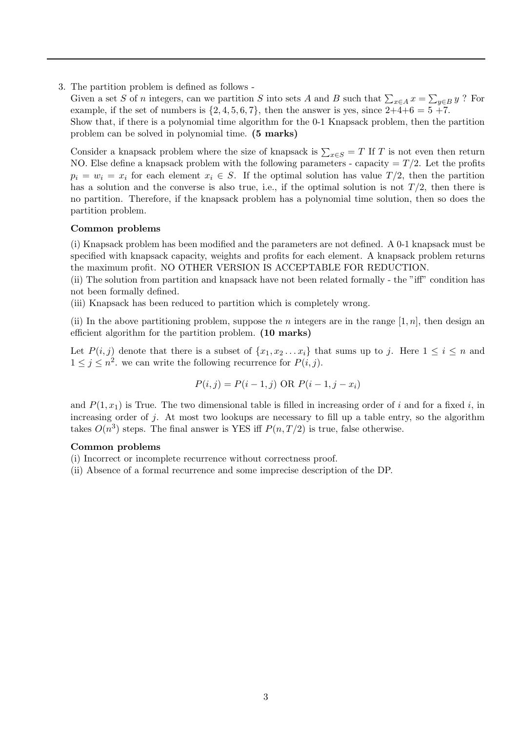3. The partition problem is defined as follows -
Given a set $S$ of $n$ integers, can we partition $S$ into sets $A$ and $B$ such that $\sum_{x \in A} x = \sum_{y \in B} y$ ? For example, if the set of numbers is $\{2, 4, 5, 6, 7\}$, then the answer is yes, since 2+4+6 = 5 +7.
Show that, if there is a polynomial time algorithm for the 0-1 Knapsack problem, then the partition problem can be solved in polynomial time. **(5 marks)**

Consider a knapsack problem where the size of knapsack is $\sum_{x \in S} = T$ If $T$ is not even then return NO. Else define a knapsack problem with the following parameters - capacity $= T/2$. Let the profits $p_i = w_i = x_i$ for each element $x_i \in S$. If the optimal solution has value $T/2$, then the partition has a solution and the converse is also true, i.e., if the optimal solution is not $T/2$, then there is no partition. Therefore, if the knapsack problem has a polynomial time solution, then so does the partition problem.

**Common problems**

(i) Knapsack problem has been modified and the parameters are not defined. A 0-1 knapsack must be specified with knapsack capacity, weights and profits for each element. A knapsack problem returns the maximum profit. NO OTHER VERSION IS ACCEPTABLE FOR REDUCTION.
(ii) The solution from partition and knapsack have not been related formally - the "iff" condition has not been formally defined.
(iii) Knapsack has been reduced to partition which is completely wrong.

(ii) In the above partitioning problem, suppose the $n$ integers are in the range $[1, n]$, then design an efficient algorithm for the partition problem. **(10 marks)**

Let $P(i, j)$ denote that there is a subset of $\{x_1, x_2 \ldots x_i\}$ that sums up to $j$. Here $1 \leq i \leq n$ and $1 \leq j \leq n^2$. we can write the following recurrence for $P(i, j)$.

$$P(i, j) = P(i-1, j) \text{ OR } P(i-1, j-x_i)$$

and $P(1, x_1)$ is True. The two dimensional table is filled in increasing order of $i$ and for a fixed $i$, in increasing order of $j$. At most two lookups are necessary to fill up a table entry, so the algorithm takes $O(n^3)$ steps. The final answer is YES iff $P(n, T/2)$ is true, false otherwise.

**Common problems**
(i) Incorrect or incomplete recurrence without correctness proof.
(ii) Absence of a formal recurrence and some imprecise description of the DP.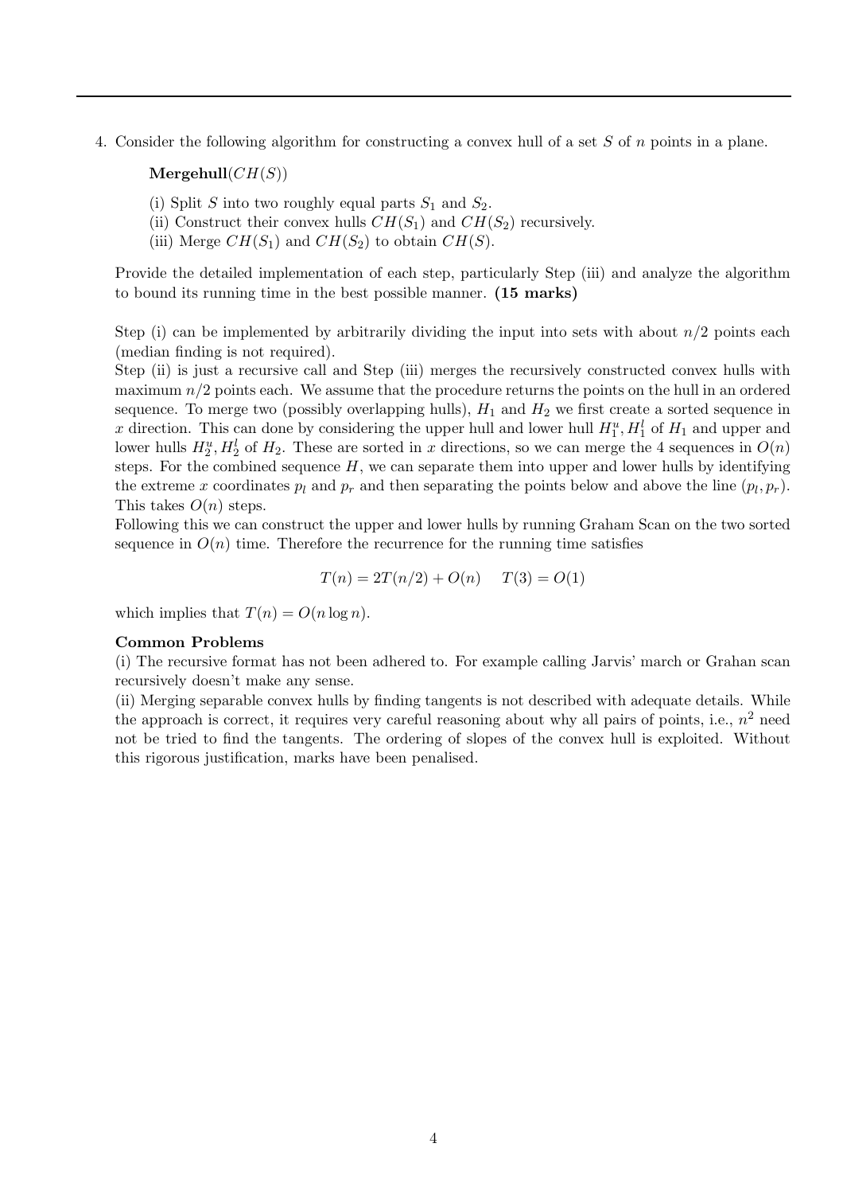4. Consider the following algorithm for constructing a convex hull of a set $S$ of $n$ points in a plane.

   **Mergehull**($CH(S)$)

   (i) Split $S$ into two roughly equal parts $S_1$ and $S_2$.
   (ii) Construct their convex hulls $CH(S_1)$ and $CH(S_2)$ recursively.
   (iii) Merge $CH(S_1)$ and $CH(S_2)$ to obtain $CH(S)$.

   Provide the detailed implementation of each step, particularly Step (iii) and analyze the algorithm to bound its running time in the best possible manner. **(15 marks)**

   Step (i) can be implemented by arbitrarily dividing the input into sets with about $n/2$ points each (median finding is not required).
   Step (ii) is just a recursive call and Step (iii) merges the recursively constructed convex hulls with maximum $n/2$ points each. We assume that the procedure returns the points on the hull in an ordered sequence. To merge two (possibly overlapping hulls), $H_1$ and $H_2$ we first create a sorted sequence in $x$ direction. This can done by considering the upper hull and lower hull $H_1^u, H_1^l$ of $H_1$ and upper and lower hulls $H_2^u, H_2^l$ of $H_2$. These are sorted in $x$ directions, so we can merge the 4 sequences in $O(n)$ steps. For the combined sequence $H$, we can separate them into upper and lower hulls by identifying the extreme $x$ coordinates $p_l$ and $p_r$ and then separating the points below and above the line $(p_l, p_r)$. This takes $O(n)$ steps.
   Following this we can construct the upper and lower hulls by running Graham Scan on the two sorted sequence in $O(n)$ time. Therefore the recurrence for the running time satisfies

   $$T(n) = 2T(n/2) + O(n) \quad T(3) = O(1)$$

   which implies that $T(n) = O(n \log n)$.

   **Common Problems**
   (i) The recursive format has not been adhered to. For example calling Jarvis' march or Grahan scan recursively doesn't make any sense.
   (ii) Merging separable convex hulls by finding tangents is not described with adequate details. While the approach is correct, it requires very careful reasoning about why all pairs of points, i.e., $n^2$ need not be tried to find the tangents. The ordering of slopes of the convex hull is exploited. Without this rigorous justification, marks have been penalised.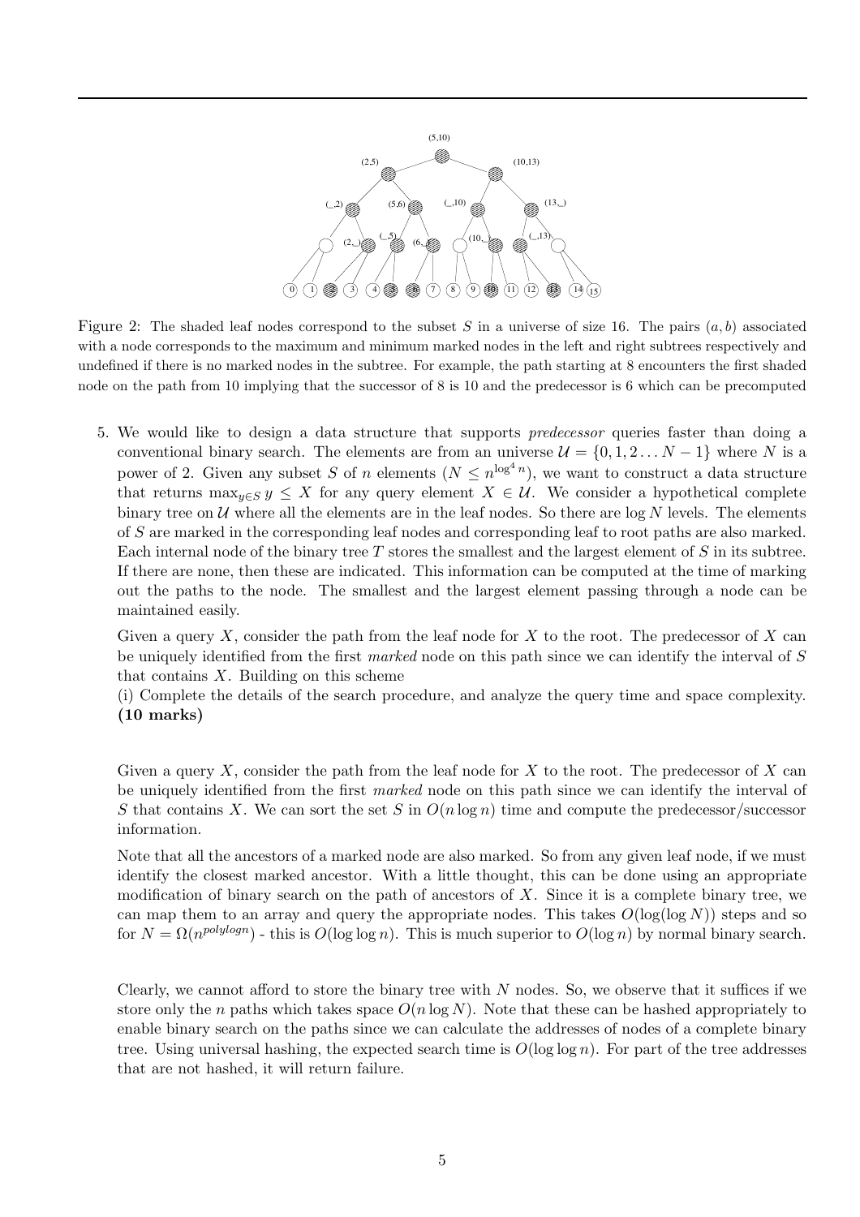Figure 2: The shaded leaf nodes correspond to the subset $S$ in a universe of size 16. The pairs $(a, b)$ associated with a node corresponds to the maximum and minimum marked nodes in the left and right subtrees respectively and undefined if there is no marked nodes in the subtree. For example, the path starting at 8 encounters the first shaded node on the path from 10 implying that the successor of 8 is 10 and the predecessor is 6 which can be precomputed

5. We would like to design a data structure that supports *predecessor* queries faster than doing a conventional binary search. The elements are from an universe $\mathcal{U} = \{0, 1, 2 \ldots N-1\}$ where $N$ is a power of 2. Given any subset $S$ of $n$ elements ($N \leq n^{\log^4 n}$), we want to construct a data structure that returns $\max_{y \in S} y \leq X$ for any query element $X \in \mathcal{U}$. We consider a hypothetical complete binary tree on $\mathcal{U}$ where all the elements are in the leaf nodes. So there are $\log N$ levels. The elements of $S$ are marked in the corresponding leaf nodes and corresponding leaf to root paths are also marked. Each internal node of the binary tree $T$ stores the smallest and the largest element of $S$ in its subtree. If there are none, then these are indicated. This information can be computed at the time of marking out the paths to the node. The smallest and the largest element passing through a node can be maintained easily.

   Given a query $X$, consider the path from the leaf node for $X$ to the root. The predecessor of $X$ can be uniquely identified from the first *marked* node on this path since we can identify the interval of $S$ that contains $X$. Building on this scheme

   (i) Complete the details of the search procedure, and analyze the query time and space complexity. **(10 marks)**

   Given a query $X$, consider the path from the leaf node for $X$ to the root. The predecessor of $X$ can be uniquely identified from the first *marked* node on this path since we can identify the interval of $S$ that contains $X$. We can sort the set $S$ in $O(n \log n)$ time and compute the predecessor/successor information.

   Note that all the ancestors of a marked node are also marked. So from any given leaf node, if we must identify the closest marked ancestor. With a little thought, this can be done using an appropriate modification of binary search on the path of ancestors of $X$. Since it is a complete binary tree, we can map them to an array and query the appropriate nodes. This takes $O(\log(\log N))$ steps and so for $N = \Omega(n^{polylog n})$ - this is $O(\log \log n)$. This is much superior to $O(\log n)$ by normal binary search.

   Clearly, we cannot afford to store the binary tree with $N$ nodes. So, we observe that it suffices if we store only the $n$ paths which takes space $O(n \log N)$. Note that these can be hashed appropriately to enable binary search on the paths since we can calculate the addresses of nodes of a complete binary tree. Using universal hashing, the expected search time is $O(\log \log n)$. For part of the tree addresses that are not hashed, it will return failure.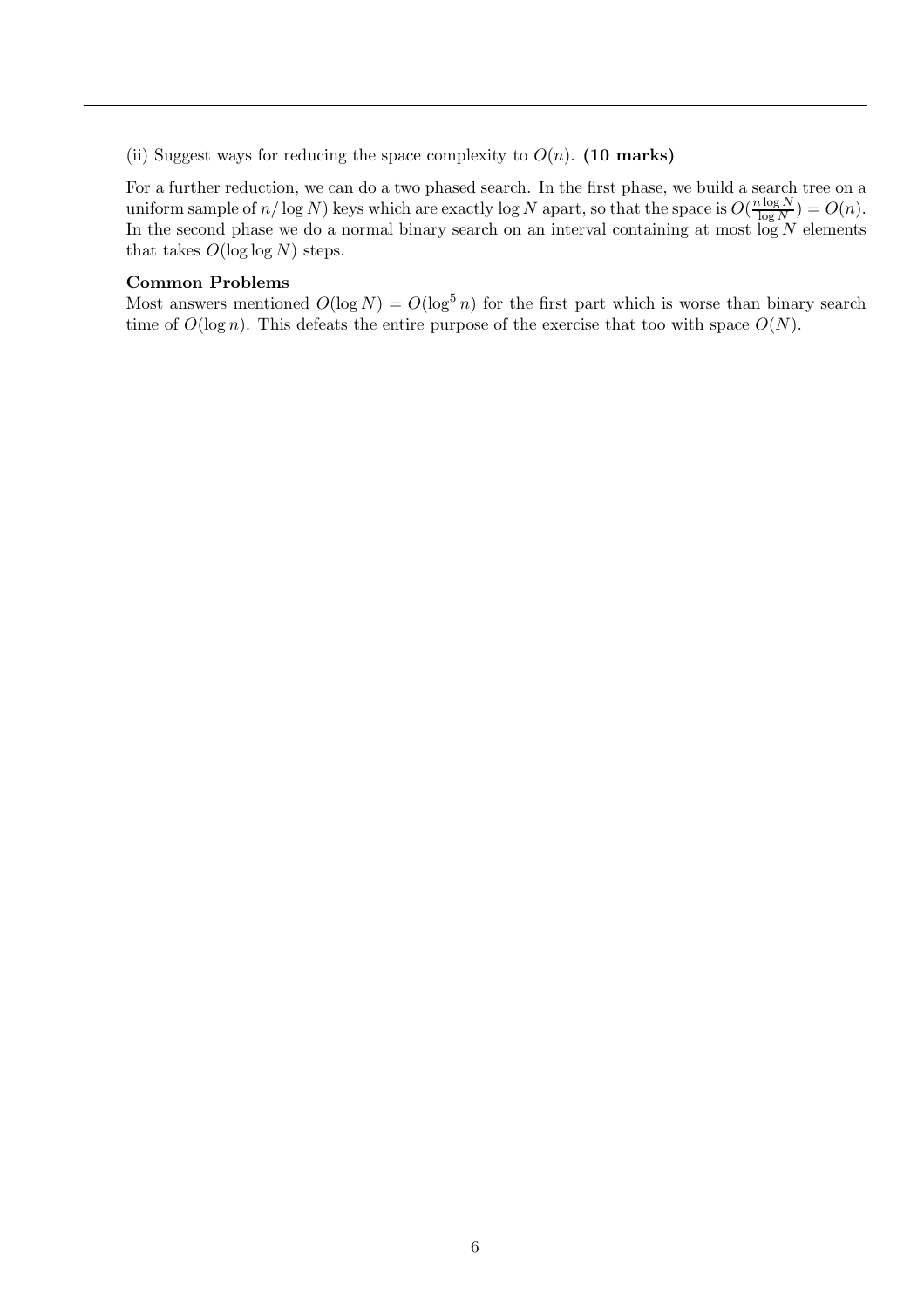(ii) Suggest ways for reducing the space complexity to $O(n)$. **(10 marks)**

For a further reduction, we can do a two phased search. In the first phase, we build a search tree on a uniform sample of $n/\log N)$ keys which are exactly $\log N$ apart, so that the space is $O(\frac{n \log N}{\log N}) = O(n)$. In the second phase we do a normal binary search on an interval containing at most $\log N$ elements that takes $O(\log \log N)$ steps.

**Common Problems**

Most answers mentioned $O(\log N) = O(\log^5 n)$ for the first part which is worse than binary search time of $O(\log n)$. This defeats the entire purpose of the exercise that too with space $O(N)$.